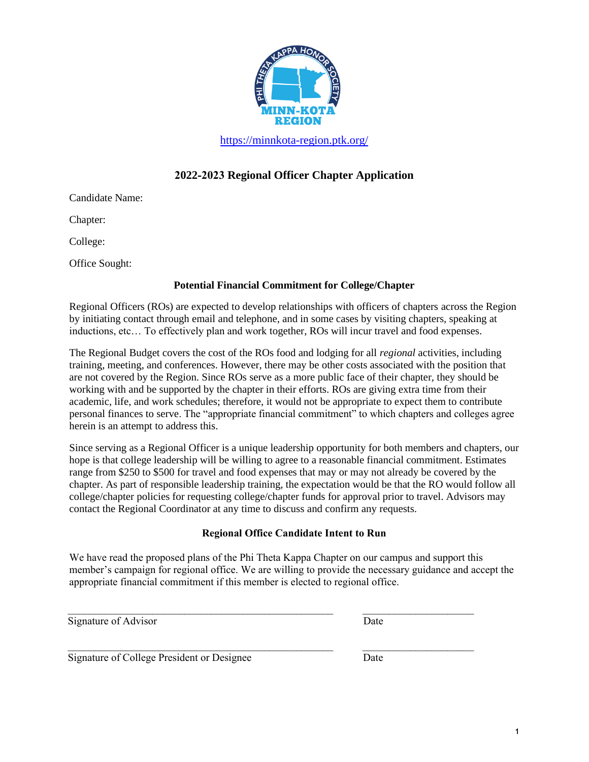https://minnkota-region.ptk.org/

## 2022-2023 Regional Officer Chapter Application

Candidate Name:

Chapter:

College:

Office Sought:

### Potential Financial Commitment for College/Chapter

Regional Officers (ROs) are expected to develop relationships with officers of chapters across the Region by initiating contact through email and telephone, and in some cases by visiting chapters, speaking at inductions, etc… To effectively plan and work together, ROs will incur travel and food expenses.

The Regional Budget covers the cost of the ROs food and lodging for all *regional* activities, including training, meeting, and conferences. However, there may be other costs associated with the position that are not covered by the Region. Since ROs serve as a more public face of their chapter, they should be working with and be supported by the chapter in their efforts. ROs are giving extra time from their academic, life, and work schedules; therefore, it would not be appropriate to expect them to contribute personal finances to serve. The "appropriate financial commitment" to which chapters and colleges agree herein is an attempt to address this.

Since serving as a Regional Officer is a unique leadership opportunity for both members and chapters, our hope is that college leadership will be willing to agree to a reasonable financial commitment. Estimates range from $250 to $500 for travel and food expenses that may or may not already be covered by the chapter. As part of responsible leadership training, the expectation would be that the RO would follow all college/chapter policies for requesting college/chapter funds for approval prior to travel. Advisors may contact the Regional Coordinator at any time to discuss and confirm any requests.

### Regional Office Candidate Intent to Run

We have read the proposed plans of the Phi Theta Kappa Chapter on our campus and support this member's campaign for regional office. We are willing to provide the necessary guidance and accept the appropriate financial commitment if this member is elected to regional office.

_____________________________________________ &nbsp;&nbsp;&nbsp;&nbsp; ____________________
Signature of Advisor &nbsp;&nbsp;&nbsp;&nbsp; Date

_____________________________________________ &nbsp;&nbsp;&nbsp;&nbsp; ____________________
Signature of College President or Designee &nbsp;&nbsp;&nbsp;&nbsp; Date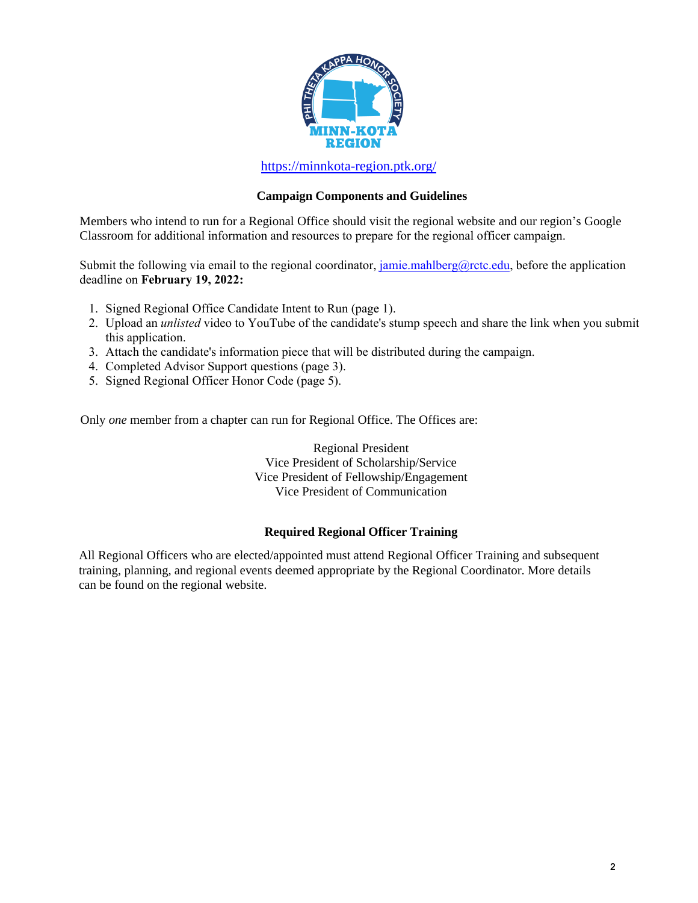https://minnkota-region.ptk.org/

## Campaign Components and Guidelines

Members who intend to run for a Regional Office should visit the regional website and our region's Google Classroom for additional information and resources to prepare for the regional officer campaign.

Submit the following via email to the regional coordinator, jamie.mahlberg@rctc.edu, before the application deadline on **February 19, 2022:**

1. Signed Regional Office Candidate Intent to Run (page 1).
2. Upload an *unlisted* video to YouTube of the candidate's stump speech and share the link when you submit this application.
3. Attach the candidate's information piece that will be distributed during the campaign.
4. Completed Advisor Support questions (page 3).
5. Signed Regional Officer Honor Code (page 5).

Only *one* member from a chapter can run for Regional Office. The Offices are:

Regional President
Vice President of Scholarship/Service
Vice President of Fellowship/Engagement
Vice President of Communication

## Required Regional Officer Training

All Regional Officers who are elected/appointed must attend Regional Officer Training and subsequent training, planning, and regional events deemed appropriate by the Regional Coordinator. More details can be found on the regional website.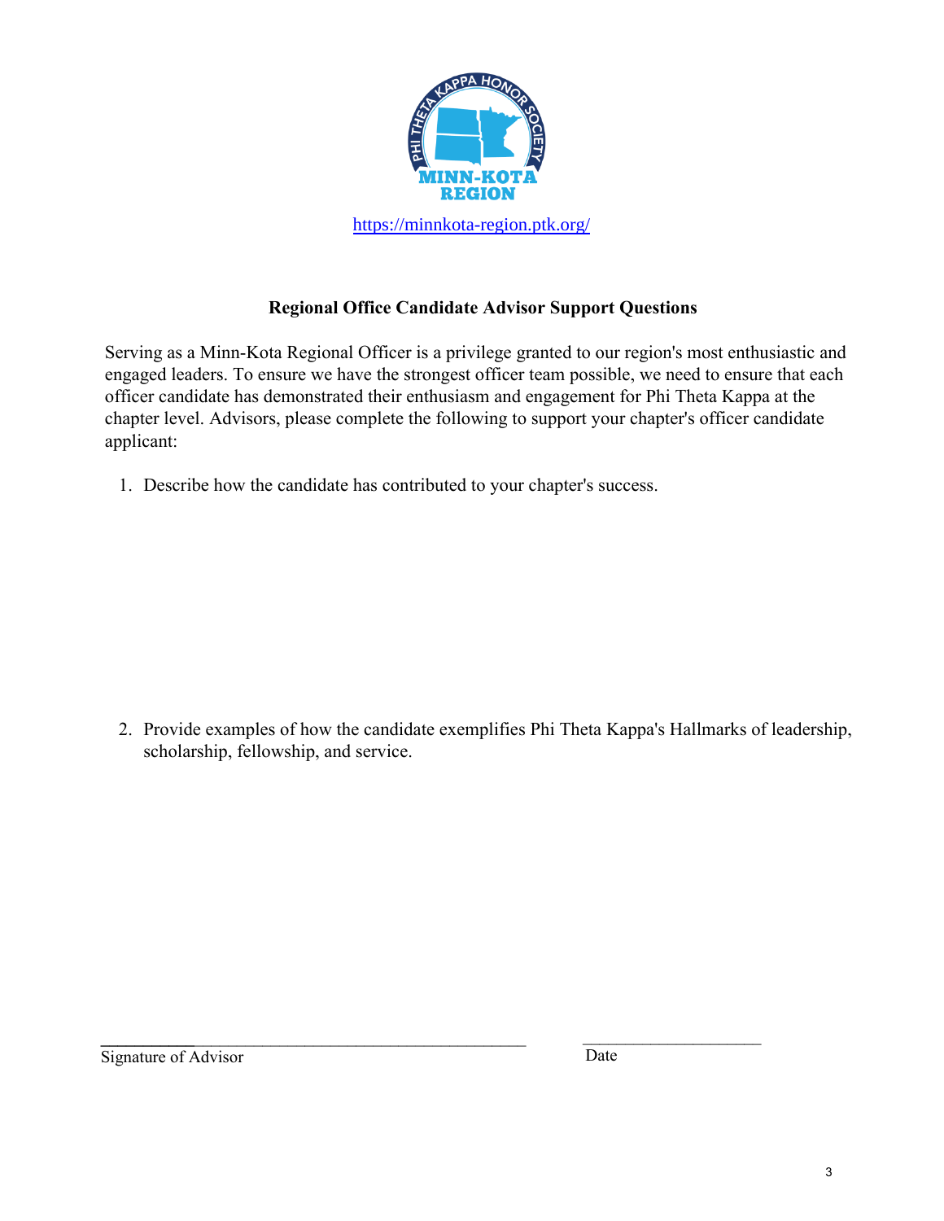https://minnkota-region.ptk.org/

## Regional Office Candidate Advisor Support Questions

Serving as a Minn-Kota Regional Officer is a privilege granted to our region's most enthusiastic and engaged leaders. To ensure we have the strongest officer team possible, we need to ensure that each officer candidate has demonstrated their enthusiasm and engagement for Phi Theta Kappa at the chapter level. Advisors, please complete the following to support your chapter's officer candidate applicant:

1. Describe how the candidate has contributed to your chapter's success.

2. Provide examples of how the candidate exemplifies Phi Theta Kappa's Hallmarks of leadership, scholarship, fellowship, and service.

_______________________________________________ _____________________

Signature of Advisor Date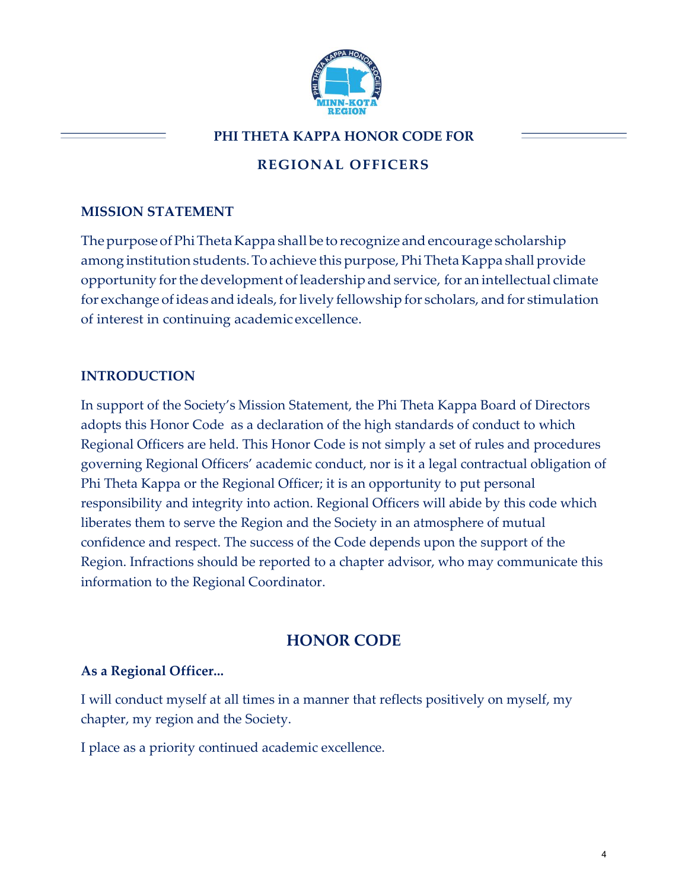# PHI THETA KAPPA HONOR CODE FOR

## REGIONAL OFFICERS

### MISSION STATEMENT

The purpose of Phi Theta Kappa shall be to recognize and encourage scholarship among institution students. To achieve this purpose, Phi Theta Kappa shall provide opportunity for the development of leadership and service, for an intellectual climate for exchange of ideas and ideals, for lively fellowship for scholars, and for stimulation of interest in continuing academic excellence.

### INTRODUCTION

In support of the Society's Mission Statement, the Phi Theta Kappa Board of Directors adopts this Honor Code as a declaration of the high standards of conduct to which Regional Officers are held. This Honor Code is not simply a set of rules and procedures governing Regional Officers' academic conduct, nor is it a legal contractual obligation of Phi Theta Kappa or the Regional Officer; it is an opportunity to put personal responsibility and integrity into action. Regional Officers will abide by this code which liberates them to serve the Region and the Society in an atmosphere of mutual confidence and respect. The success of the Code depends upon the support of the Region. Infractions should be reported to a chapter advisor, who may communicate this information to the Regional Coordinator.

## HONOR CODE

**As a Regional Officer...**

I will conduct myself at all times in a manner that reflects positively on myself, my chapter, my region and the Society.

I place as a priority continued academic excellence.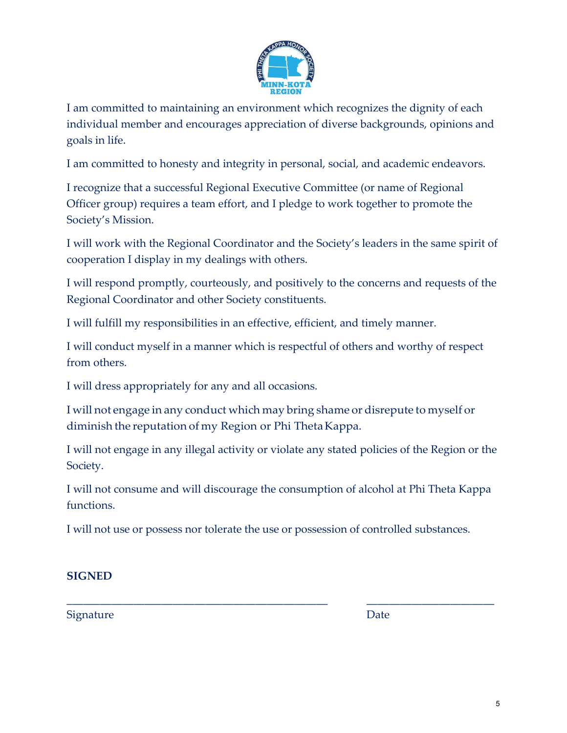I am committed to maintaining an environment which recognizes the dignity of each individual member and encourages appreciation of diverse backgrounds, opinions and goals in life.

I am committed to honesty and integrity in personal, social, and academic endeavors.

I recognize that a successful Regional Executive Committee (or name of Regional Officer group) requires a team effort, and I pledge to work together to promote the Society's Mission.

I will work with the Regional Coordinator and the Society's leaders in the same spirit of cooperation I display in my dealings with others.

I will respond promptly, courteously, and positively to the concerns and requests of the Regional Coordinator and other Society constituents.

I will fulfill my responsibilities in an effective, efficient, and timely manner.

I will conduct myself in a manner which is respectful of others and worthy of respect from others.

I will dress appropriately for any and all occasions.

I will not engage in any conduct which may bring shame or disrepute to myself or diminish the reputation of my Region or Phi Theta Kappa.

I will not engage in any illegal activity or violate any stated policies of the Region or the Society.

I will not consume and will discourage the consumption of alcohol at Phi Theta Kappa functions.

I will not use or possess nor tolerate the use or possession of controlled substances.

**SIGNED**

\_\_\_\_\_\_\_\_\_\_\_\_\_\_\_\_\_\_\_\_\_\_\_\_\_\_\_\_\_\_\_\_\_\_\_\_\_\_\_\_\_\_\_\_ \_\_\_\_\_\_\_\_\_\_\_\_\_\_\_\_\_\_\_\_\_\_\_

Signature Date